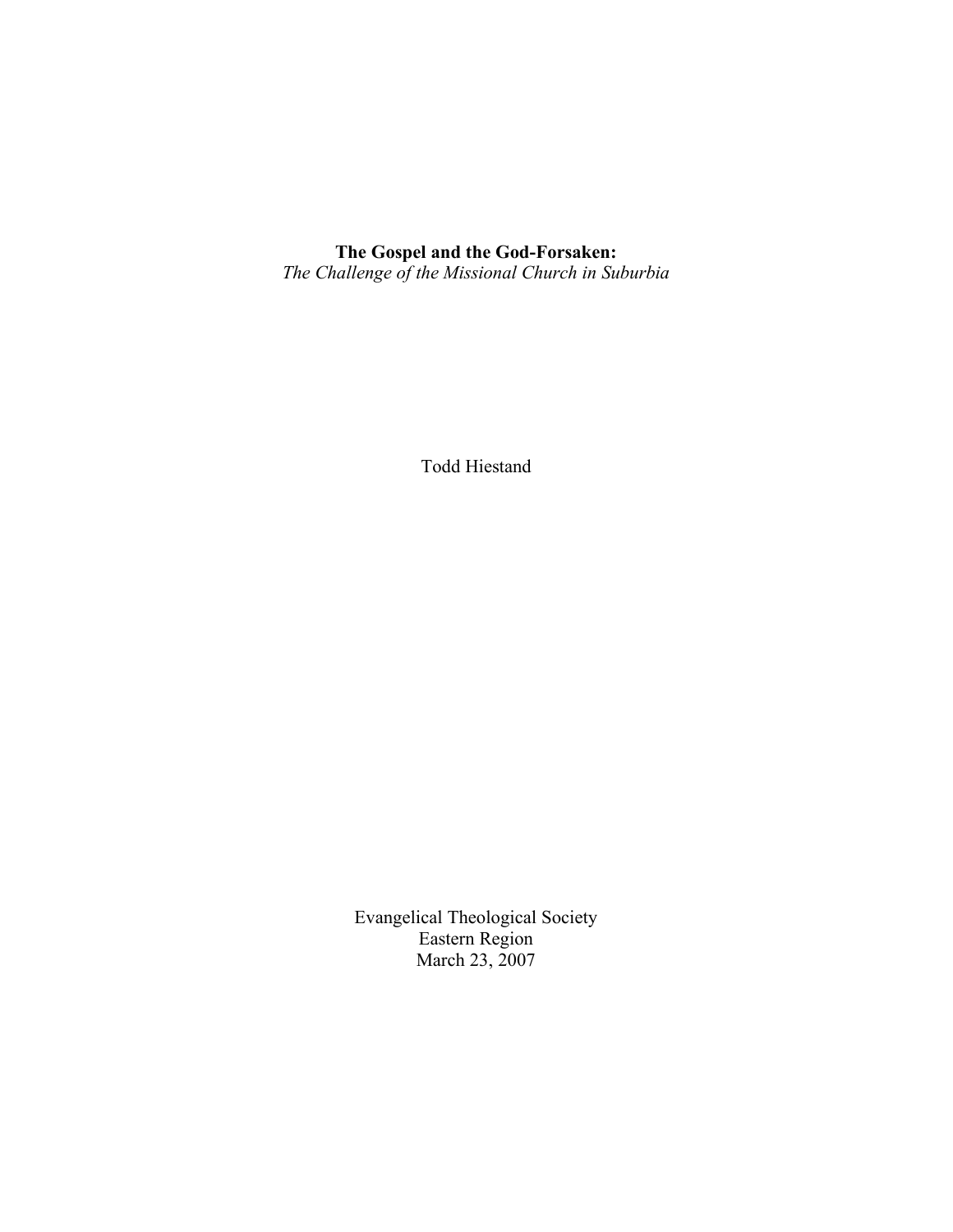# The Gospel and the God-Forsaken:

*The Challenge of the Missional Church in Suburbia*

Todd Hiestand

Evangelical Theological Society
Eastern Region
March 23, 2007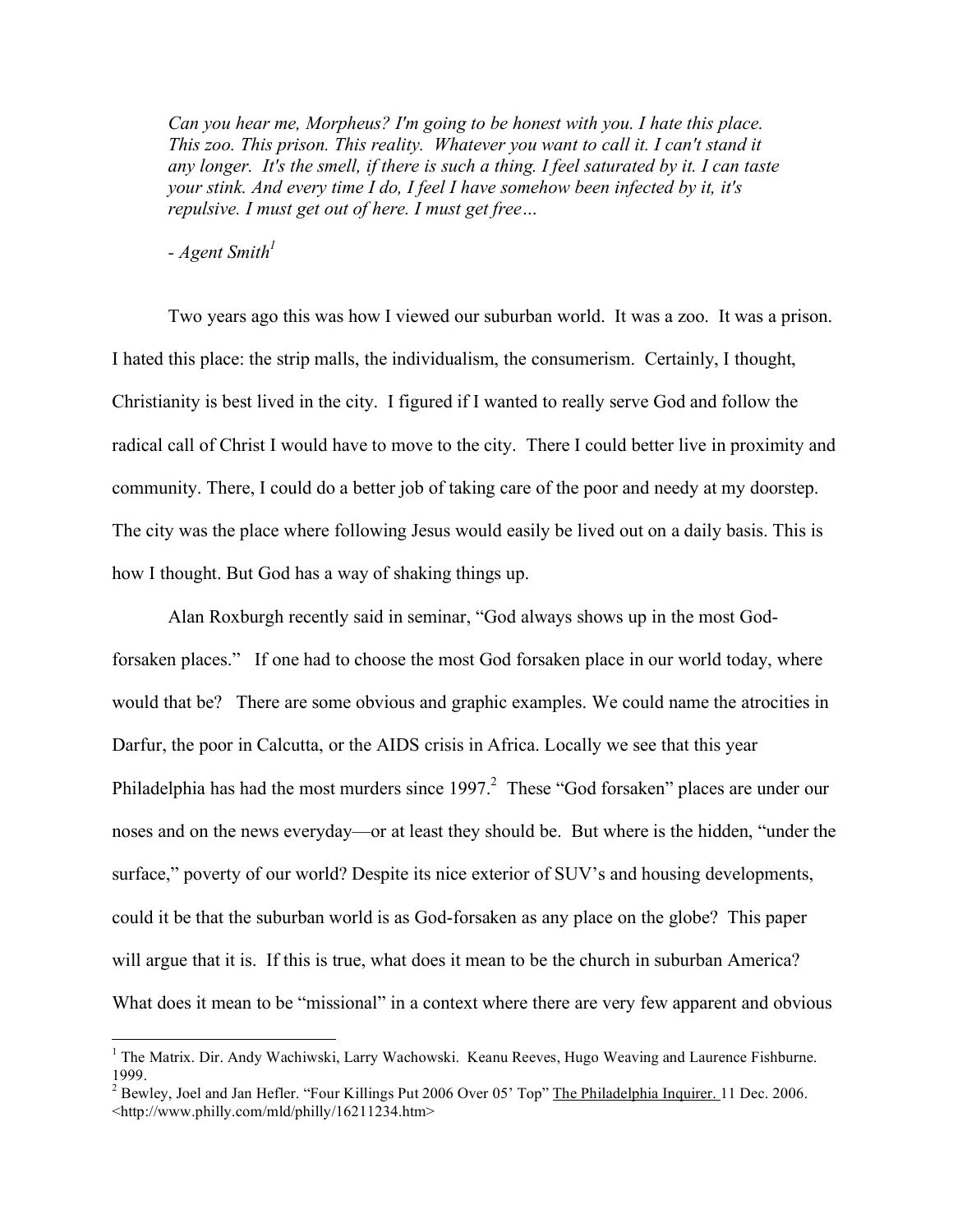*Can you hear me, Morpheus? I'm going to be honest with you. I hate this place. This zoo. This prison. This reality. Whatever you want to call it. I can't stand it any longer. It's the smell, if there is such a thing. I feel saturated by it. I can taste your stink. And every time I do, I feel I have somehow been infected by it, it's repulsive. I must get out of here. I must get free…*

*- Agent Smith*[1]

Two years ago this was how I viewed our suburban world. It was a zoo. It was a prison. I hated this place: the strip malls, the individualism, the consumerism. Certainly, I thought, Christianity is best lived in the city. I figured if I wanted to really serve God and follow the radical call of Christ I would have to move to the city. There I could better live in proximity and community. There, I could do a better job of taking care of the poor and needy at my doorstep. The city was the place where following Jesus would easily be lived out on a daily basis. This is how I thought. But God has a way of shaking things up.

Alan Roxburgh recently said in seminar, "God always shows up in the most God-forsaken places." If one had to choose the most God forsaken place in our world today, where would that be? There are some obvious and graphic examples. We could name the atrocities in Darfur, the poor in Calcutta, or the AIDS crisis in Africa. Locally we see that this year Philadelphia has had the most murders since 1997.[2] These "God forsaken" places are under our noses and on the news everyday—or at least they should be. But where is the hidden, "under the surface," poverty of our world? Despite its nice exterior of SUV's and housing developments, could it be that the suburban world is as God-forsaken as any place on the globe? This paper will argue that it is. If this is true, what does it mean to be the church in suburban America? What does it mean to be "missional" in a context where there are very few apparent and obvious

---

[1] The Matrix. Dir. Andy Wachiwski, Larry Wachowski. Keanu Reeves, Hugo Weaving and Laurence Fishburne. 1999.

[2] Bewley, Joel and Jan Hefler. "Four Killings Put 2006 Over 05' Top" The Philadelphia Inquirer. 11 Dec. 2006. <http://www.philly.com/mld/philly/16211234.htm>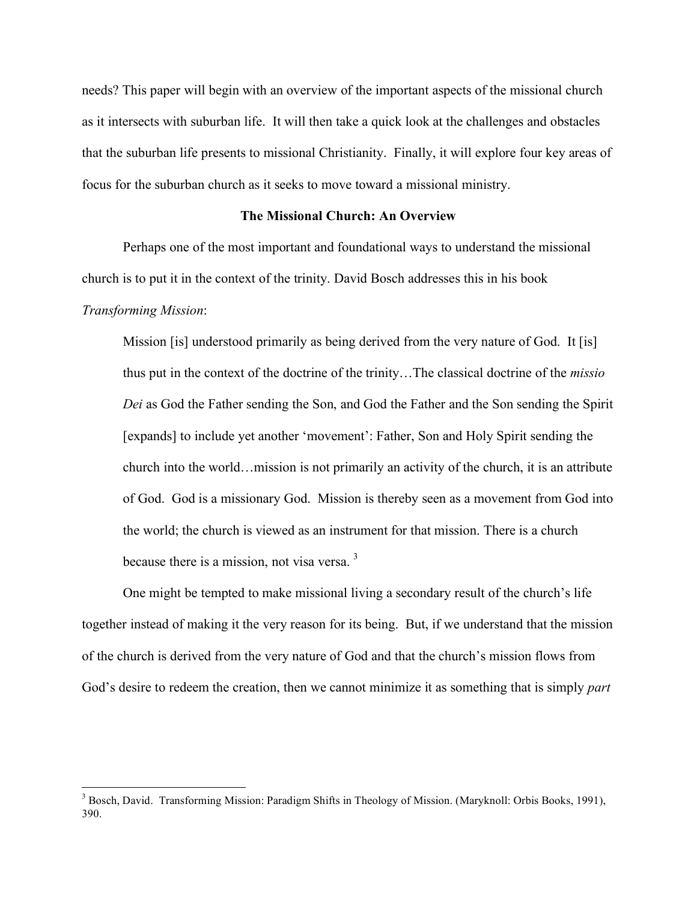needs? This paper will begin with an overview of the important aspects of the missional church as it intersects with suburban life. It will then take a quick look at the challenges and obstacles that the suburban life presents to missional Christianity. Finally, it will explore four key areas of focus for the suburban church as it seeks to move toward a missional ministry.

### The Missional Church: An Overview

Perhaps one of the most important and foundational ways to understand the missional church is to put it in the context of the trinity. David Bosch addresses this in his book *Transforming Mission*:

> Mission [is] understood primarily as being derived from the very nature of God. It [is] thus put in the context of the doctrine of the trinity…The classical doctrine of the *missio Dei* as God the Father sending the Son, and God the Father and the Son sending the Spirit [expands] to include yet another 'movement': Father, Son and Holy Spirit sending the church into the world…mission is not primarily an activity of the church, it is an attribute of God. God is a missionary God. Mission is thereby seen as a movement from God into the world; the church is viewed as an instrument for that mission. There is a church because there is a mission, not visa versa. [3]

One might be tempted to make missional living a secondary result of the church's life together instead of making it the very reason for its being. But, if we understand that the mission of the church is derived from the very nature of God and that the church's mission flows from God's desire to redeem the creation, then we cannot minimize it as something that is simply *part*

---

[3] Bosch, David. Transforming Mission: Paradigm Shifts in Theology of Mission. (Maryknoll: Orbis Books, 1991), 390.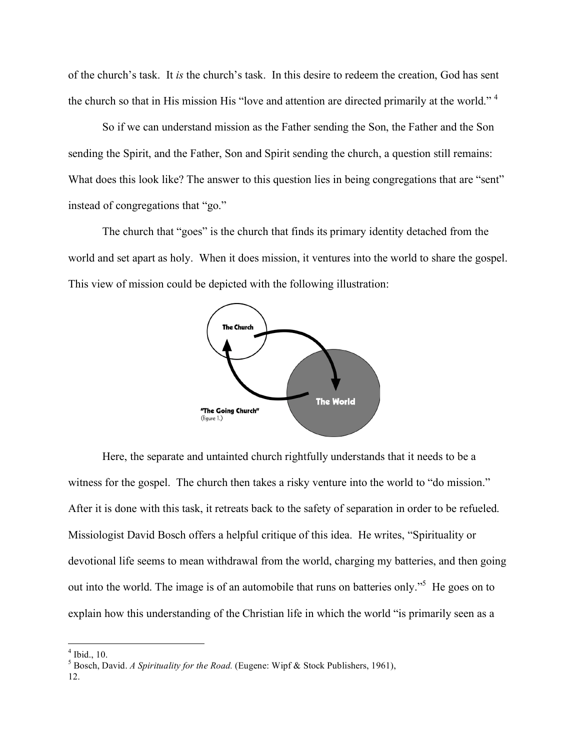of the church's task. It *is* the church's task. In this desire to redeem the creation, God has sent the church so that in His mission His "love and attention are directed primarily at the world." [4]

So if we can understand mission as the Father sending the Son, the Father and the Son sending the Spirit, and the Father, Son and Spirit sending the church, a question still remains: What does this look like? The answer to this question lies in being congregations that are "sent" instead of congregations that "go."

The church that "goes" is the church that finds its primary identity detached from the world and set apart as holy. When it does mission, it ventures into the world to share the gospel. This view of mission could be depicted with the following illustration:

**"The Going Church"**
(figure 1.)

Here, the separate and untainted church rightfully understands that it needs to be a witness for the gospel. The church then takes a risky venture into the world to "do mission." After it is done with this task, it retreats back to the safety of separation in order to be refueled. Missiologist David Bosch offers a helpful critique of this idea. He writes, "Spirituality or devotional life seems to mean withdrawal from the world, charging my batteries, and then going out into the world. The image is of an automobile that runs on batteries only."[5] He goes on to explain how this understanding of the Christian life in which the world "is primarily seen as a

---

[4] Ibid., 10.

[5] Bosch, David. *A Spirituality for the Road.* (Eugene: Wipf & Stock Publishers, 1961), 12.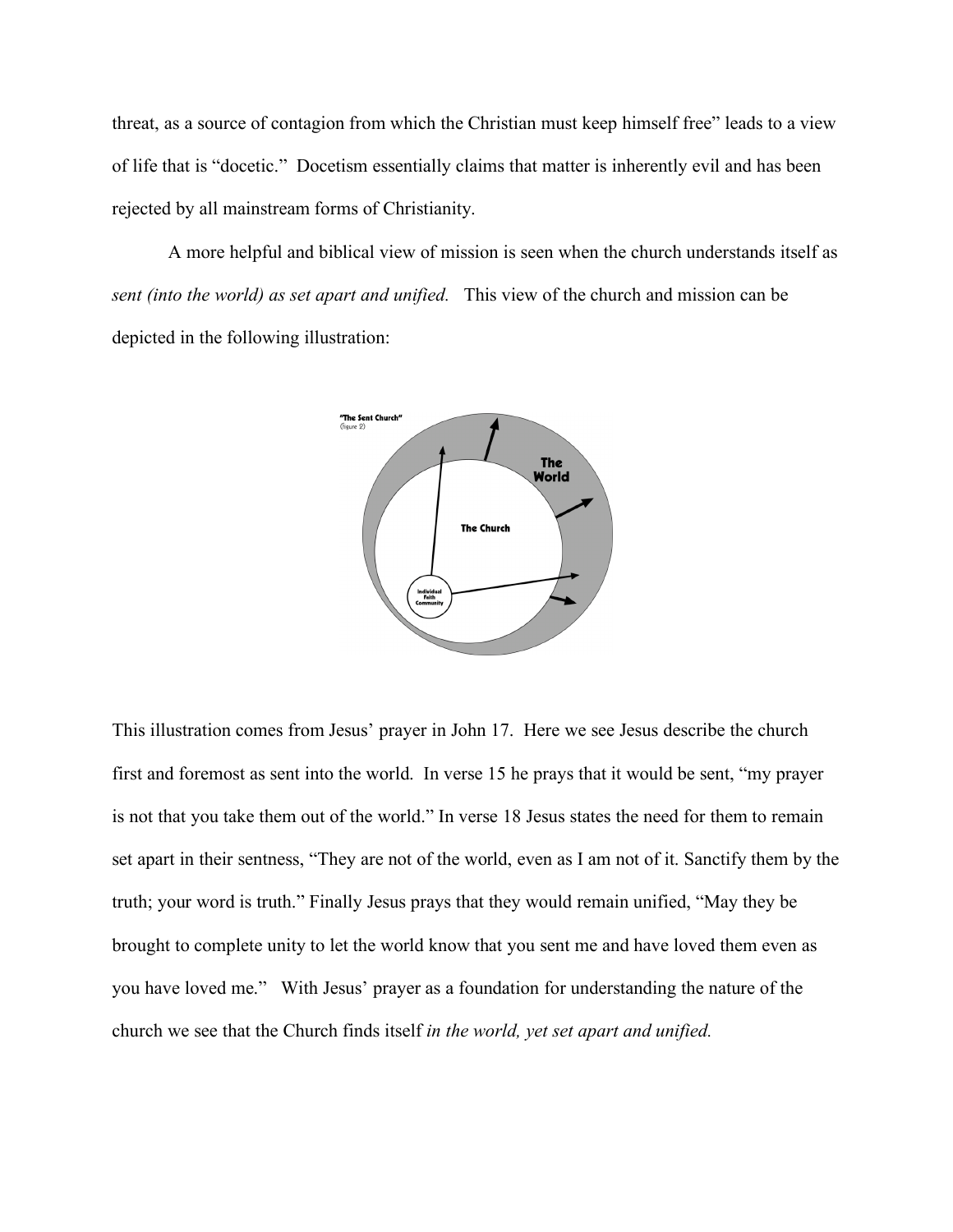threat, as a source of contagion from which the Christian must keep himself free" leads to a view of life that is "docetic." Docetism essentially claims that matter is inherently evil and has been rejected by all mainstream forms of Christianity.

A more helpful and biblical view of mission is seen when the church understands itself as *sent (into the world) as set apart and unified.* This view of the church and mission can be depicted in the following illustration:

"The Sent Church"
(figure 2)

The World

The Church

Individual Faith Community

This illustration comes from Jesus' prayer in John 17. Here we see Jesus describe the church first and foremost as sent into the world. In verse 15 he prays that it would be sent, "my prayer is not that you take them out of the world." In verse 18 Jesus states the need for them to remain set apart in their sentness, "They are not of the world, even as I am not of it. Sanctify them by the truth; your word is truth." Finally Jesus prays that they would remain unified, "May they be brought to complete unity to let the world know that you sent me and have loved them even as you have loved me." With Jesus' prayer as a foundation for understanding the nature of the church we see that the Church finds itself *in the world, yet set apart and unified.*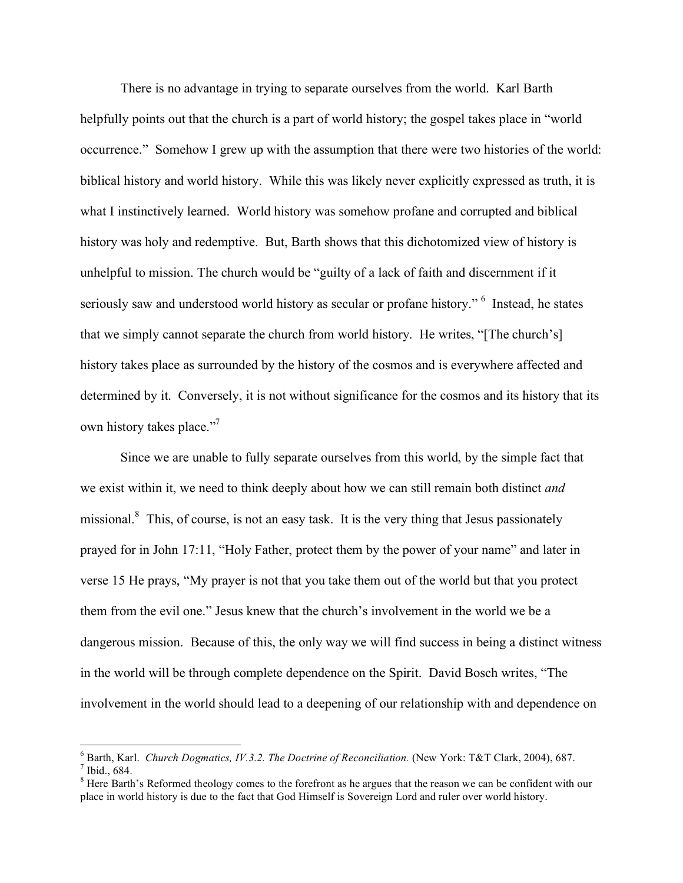There is no advantage in trying to separate ourselves from the world. Karl Barth helpfully points out that the church is a part of world history; the gospel takes place in "world occurrence." Somehow I grew up with the assumption that there were two histories of the world: biblical history and world history. While this was likely never explicitly expressed as truth, it is what I instinctively learned. World history was somehow profane and corrupted and biblical history was holy and redemptive. But, Barth shows that this dichotomized view of history is unhelpful to mission. The church would be "guilty of a lack of faith and discernment if it seriously saw and understood world history as secular or profane history."[6] Instead, he states that we simply cannot separate the church from world history. He writes, "[The church's] history takes place as surrounded by the history of the cosmos and is everywhere affected and determined by it. Conversely, it is not without significance for the cosmos and its history that its own history takes place."[7]

Since we are unable to fully separate ourselves from this world, by the simple fact that we exist within it, we need to think deeply about how we can still remain both distinct *and* missional.[8] This, of course, is not an easy task. It is the very thing that Jesus passionately prayed for in John 17:11, "Holy Father, protect them by the power of your name" and later in verse 15 He prays, "My prayer is not that you take them out of the world but that you protect them from the evil one." Jesus knew that the church's involvement in the world we be a dangerous mission. Because of this, the only way we will find success in being a distinct witness in the world will be through complete dependence on the Spirit. David Bosch writes, "The involvement in the world should lead to a deepening of our relationship with and dependence on

---

[6] Barth, Karl. *Church Dogmatics, IV.3.2. The Doctrine of Reconciliation.* (New York: T&T Clark, 2004), 687.

[7] Ibid., 684.

[8] Here Barth's Reformed theology comes to the forefront as he argues that the reason we can be confident with our place in world history is due to the fact that God Himself is Sovereign Lord and ruler over world history.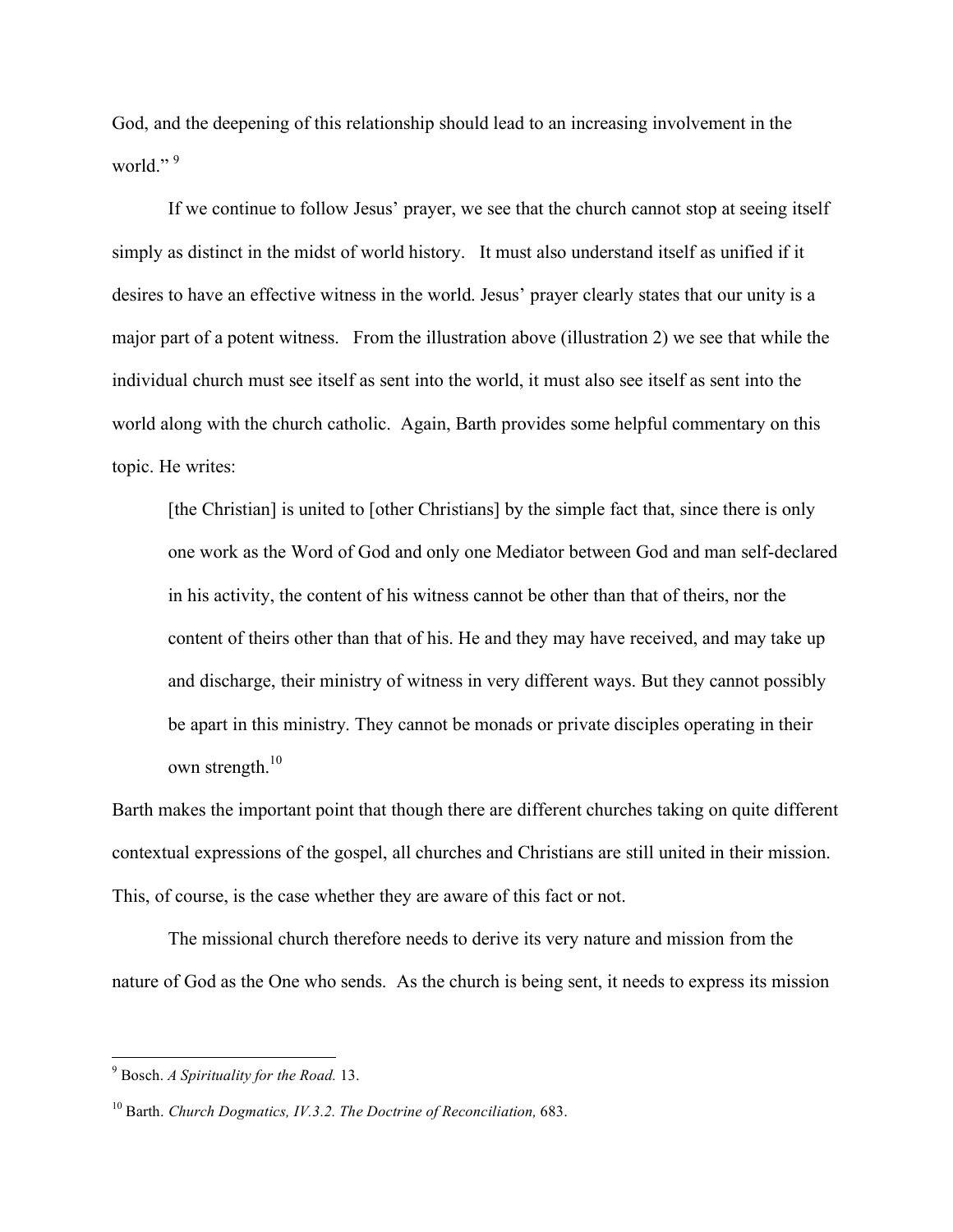God, and the deepening of this relationship should lead to an increasing involvement in the world."[9]

If we continue to follow Jesus' prayer, we see that the church cannot stop at seeing itself simply as distinct in the midst of world history. It must also understand itself as unified if it desires to have an effective witness in the world. Jesus' prayer clearly states that our unity is a major part of a potent witness. From the illustration above (illustration 2) we see that while the individual church must see itself as sent into the world, it must also see itself as sent into the world along with the church catholic. Again, Barth provides some helpful commentary on this topic. He writes:

> [the Christian] is united to [other Christians] by the simple fact that, since there is only one work as the Word of God and only one Mediator between God and man self-declared in his activity, the content of his witness cannot be other than that of theirs, nor the content of theirs other than that of his. He and they may have received, and may take up and discharge, their ministry of witness in very different ways. But they cannot possibly be apart in this ministry. They cannot be monads or private disciples operating in their own strength.[10]

Barth makes the important point that though there are different churches taking on quite different contextual expressions of the gospel, all churches and Christians are still united in their mission. This, of course, is the case whether they are aware of this fact or not.

The missional church therefore needs to derive its very nature and mission from the nature of God as the One who sends. As the church is being sent, it needs to express its mission

---

[9] Bosch. *A Spirituality for the Road.* 13.

[10] Barth. *Church Dogmatics, IV.3.2. The Doctrine of Reconciliation,* 683.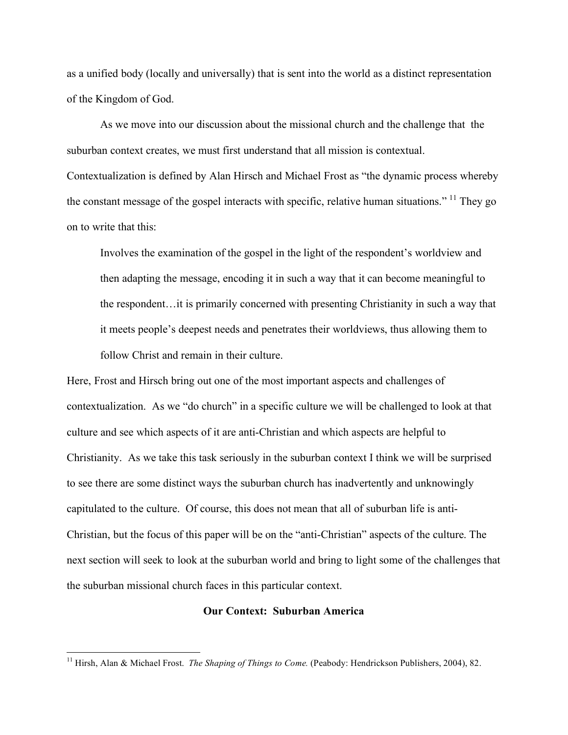as a unified body (locally and universally) that is sent into the world as a distinct representation of the Kingdom of God.

As we move into our discussion about the missional church and the challenge that the suburban context creates, we must first understand that all mission is contextual. Contextualization is defined by Alan Hirsch and Michael Frost as "the dynamic process whereby the constant message of the gospel interacts with specific, relative human situations." [11] They go on to write that this:

> Involves the examination of the gospel in the light of the respondent's worldview and then adapting the message, encoding it in such a way that it can become meaningful to the respondent…it is primarily concerned with presenting Christianity in such a way that it meets people's deepest needs and penetrates their worldviews, thus allowing them to follow Christ and remain in their culture.

Here, Frost and Hirsch bring out one of the most important aspects and challenges of contextualization. As we "do church" in a specific culture we will be challenged to look at that culture and see which aspects of it are anti-Christian and which aspects are helpful to Christianity. As we take this task seriously in the suburban context I think we will be surprised to see there are some distinct ways the suburban church has inadvertently and unknowingly capitulated to the culture. Of course, this does not mean that all of suburban life is anti-Christian, but the focus of this paper will be on the "anti-Christian" aspects of the culture. The next section will seek to look at the suburban world and bring to light some of the challenges that the suburban missional church faces in this particular context.

### Our Context: Suburban America

---

[11] Hirsh, Alan & Michael Frost. *The Shaping of Things to Come.* (Peabody: Hendrickson Publishers, 2004), 82.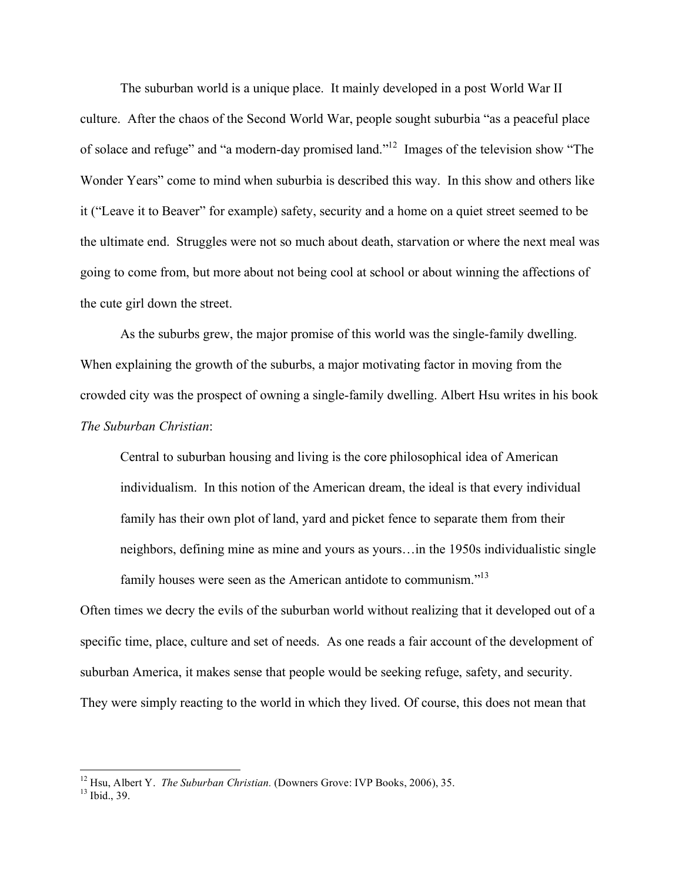The suburban world is a unique place. It mainly developed in a post World War II culture. After the chaos of the Second World War, people sought suburbia "as a peaceful place of solace and refuge" and "a modern-day promised land."[12] Images of the television show "The Wonder Years" come to mind when suburbia is described this way. In this show and others like it ("Leave it to Beaver" for example) safety, security and a home on a quiet street seemed to be the ultimate end. Struggles were not so much about death, starvation or where the next meal was going to come from, but more about not being cool at school or about winning the affections of the cute girl down the street.

As the suburbs grew, the major promise of this world was the single-family dwelling. When explaining the growth of the suburbs, a major motivating factor in moving from the crowded city was the prospect of owning a single-family dwelling. Albert Hsu writes in his book *The Suburban Christian*:

> Central to suburban housing and living is the core philosophical idea of American individualism. In this notion of the American dream, the ideal is that every individual family has their own plot of land, yard and picket fence to separate them from their neighbors, defining mine as mine and yours as yours…in the 1950s individualistic single family houses were seen as the American antidote to communism."[13]

Often times we decry the evils of the suburban world without realizing that it developed out of a specific time, place, culture and set of needs. As one reads a fair account of the development of suburban America, it makes sense that people would be seeking refuge, safety, and security. They were simply reacting to the world in which they lived. Of course, this does not mean that

---

[12] Hsu, Albert Y. *The Suburban Christian.* (Downers Grove: IVP Books, 2006), 35.

[13] Ibid., 39.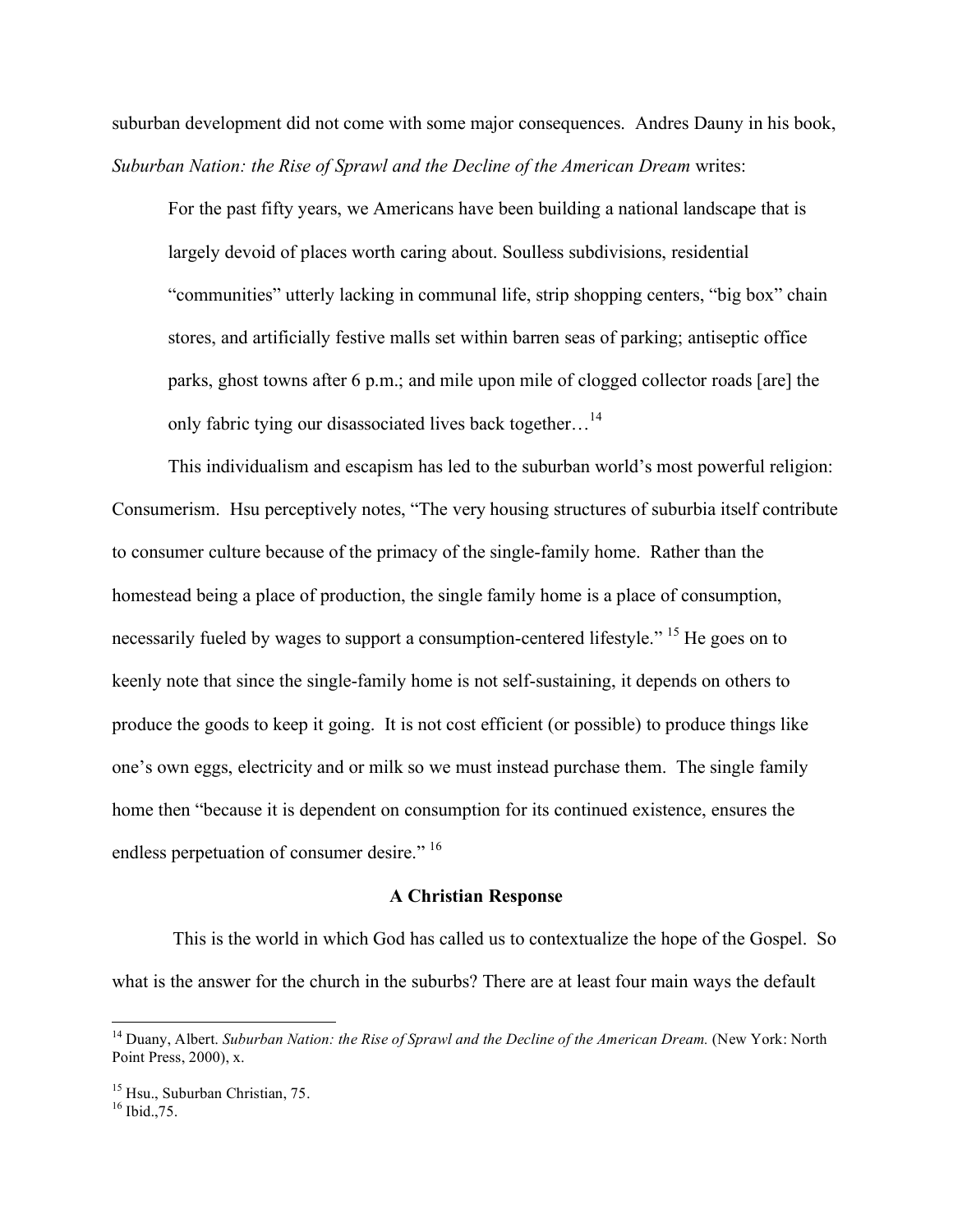suburban development did not come with some major consequences. Andres Dauny in his book, *Suburban Nation: the Rise of Sprawl and the Decline of the American Dream* writes:

> For the past fifty years, we Americans have been building a national landscape that is largely devoid of places worth caring about. Soulless subdivisions, residential "communities" utterly lacking in communal life, strip shopping centers, "big box" chain stores, and artificially festive malls set within barren seas of parking; antiseptic office parks, ghost towns after 6 p.m.; and mile upon mile of clogged collector roads [are] the only fabric tying our disassociated lives back together…"[14]

This individualism and escapism has led to the suburban world's most powerful religion: Consumerism. Hsu perceptively notes, "The very housing structures of suburbia itself contribute to consumer culture because of the primacy of the single-family home. Rather than the homestead being a place of production, the single family home is a place of consumption, necessarily fueled by wages to support a consumption-centered lifestyle." [15] He goes on to keenly note that since the single-family home is not self-sustaining, it depends on others to produce the goods to keep it going. It is not cost efficient (or possible) to produce things like one's own eggs, electricity and or milk so we must instead purchase them. The single family home then "because it is dependent on consumption for its continued existence, ensures the endless perpetuation of consumer desire." [16]

## A Christian Response

This is the world in which God has called us to contextualize the hope of the Gospel. So what is the answer for the church in the suburbs? There are at least four main ways the default

---

[14] Duany, Albert. *Suburban Nation: the Rise of Sprawl and the Decline of the American Dream.* (New York: North Point Press, 2000), x.

[15] Hsu., Suburban Christian, 75.

[16] Ibid.,75.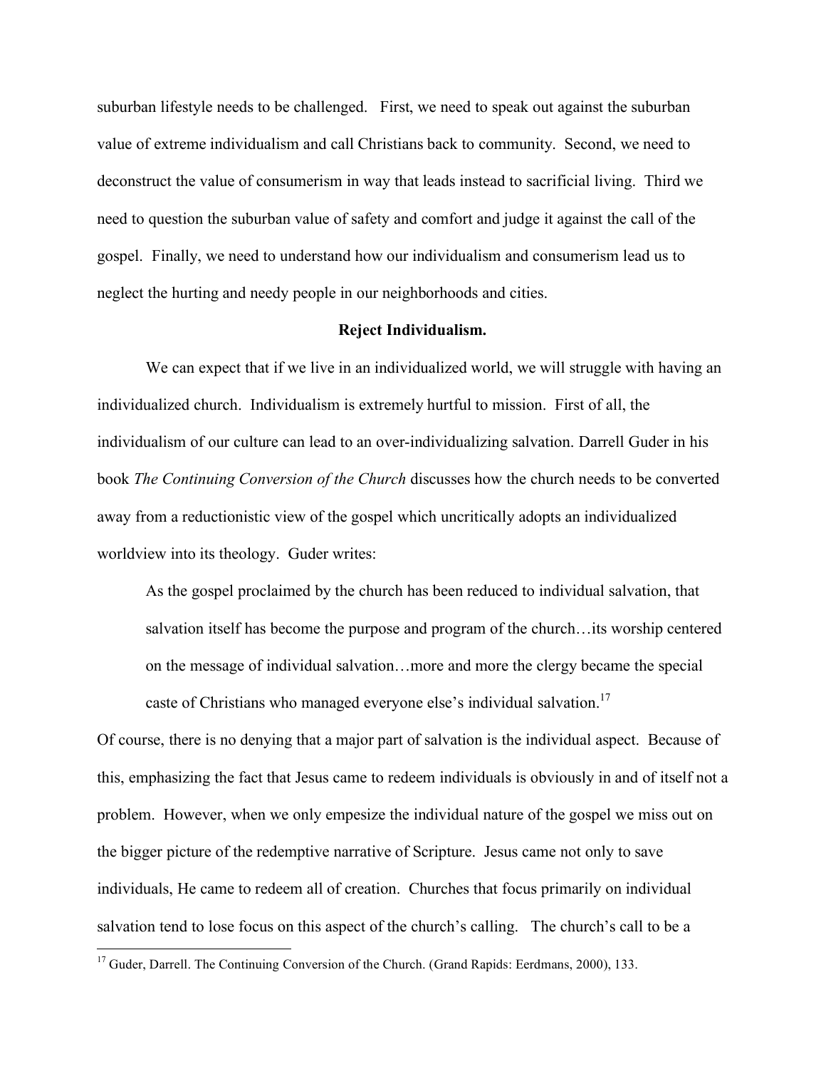suburban lifestyle needs to be challenged. First, we need to speak out against the suburban value of extreme individualism and call Christians back to community. Second, we need to deconstruct the value of consumerism in way that leads instead to sacrificial living. Third we need to question the suburban value of safety and comfort and judge it against the call of the gospel. Finally, we need to understand how our individualism and consumerism lead us to neglect the hurting and needy people in our neighborhoods and cities.

**Reject Individualism.**

We can expect that if we live in an individualized world, we will struggle with having an individualized church. Individualism is extremely hurtful to mission. First of all, the individualism of our culture can lead to an over-individualizing salvation. Darrell Guder in his book *The Continuing Conversion of the Church* discusses how the church needs to be converted away from a reductionistic view of the gospel which uncritically adopts an individualized worldview into its theology. Guder writes:

> As the gospel proclaimed by the church has been reduced to individual salvation, that salvation itself has become the purpose and program of the church…its worship centered on the message of individual salvation…more and more the clergy became the special caste of Christians who managed everyone else's individual salvation.[17]

Of course, there is no denying that a major part of salvation is the individual aspect. Because of this, emphasizing the fact that Jesus came to redeem individuals is obviously in and of itself not a problem. However, when we only empesize the individual nature of the gospel we miss out on the bigger picture of the redemptive narrative of Scripture. Jesus came not only to save individuals, He came to redeem all of creation. Churches that focus primarily on individual salvation tend to lose focus on this aspect of the church's calling. The church's call to be a

[17] Guder, Darrell. The Continuing Conversion of the Church. (Grand Rapids: Eerdmans, 2000), 133.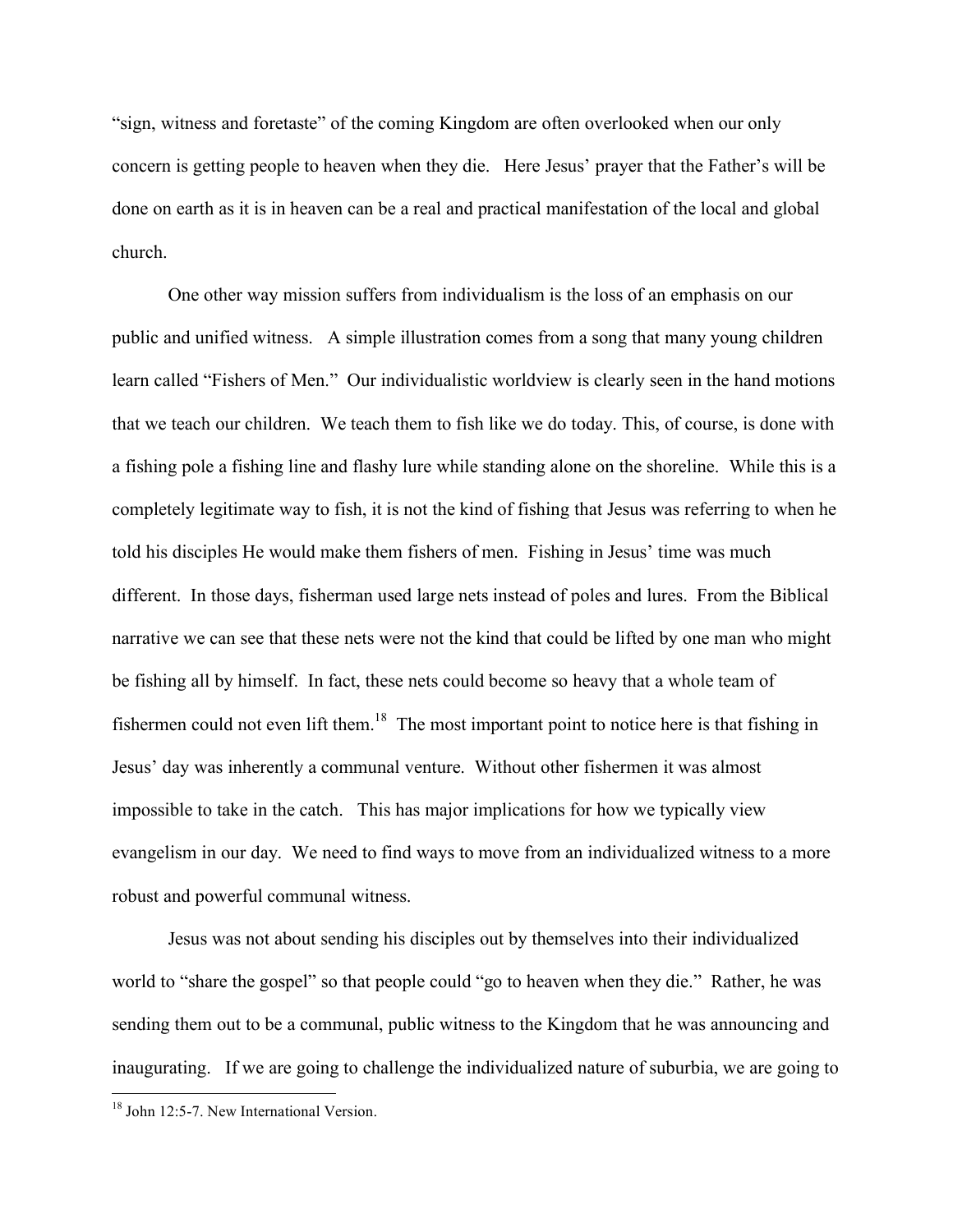"sign, witness and foretaste" of the coming Kingdom are often overlooked when our only concern is getting people to heaven when they die. Here Jesus' prayer that the Father's will be done on earth as it is in heaven can be a real and practical manifestation of the local and global church.

One other way mission suffers from individualism is the loss of an emphasis on our public and unified witness. A simple illustration comes from a song that many young children learn called "Fishers of Men." Our individualistic worldview is clearly seen in the hand motions that we teach our children. We teach them to fish like we do today. This, of course, is done with a fishing pole a fishing line and flashy lure while standing alone on the shoreline. While this is a completely legitimate way to fish, it is not the kind of fishing that Jesus was referring to when he told his disciples He would make them fishers of men. Fishing in Jesus' time was much different. In those days, fisherman used large nets instead of poles and lures. From the Biblical narrative we can see that these nets were not the kind that could be lifted by one man who might be fishing all by himself. In fact, these nets could become so heavy that a whole team of fishermen could not even lift them.[18] The most important point to notice here is that fishing in Jesus' day was inherently a communal venture. Without other fishermen it was almost impossible to take in the catch. This has major implications for how we typically view evangelism in our day. We need to find ways to move from an individualized witness to a more robust and powerful communal witness.

Jesus was not about sending his disciples out by themselves into their individualized world to "share the gospel" so that people could "go to heaven when they die." Rather, he was sending them out to be a communal, public witness to the Kingdom that he was announcing and inaugurating. If we are going to challenge the individualized nature of suburbia, we are going to

---

[18] John 12:5-7. New International Version.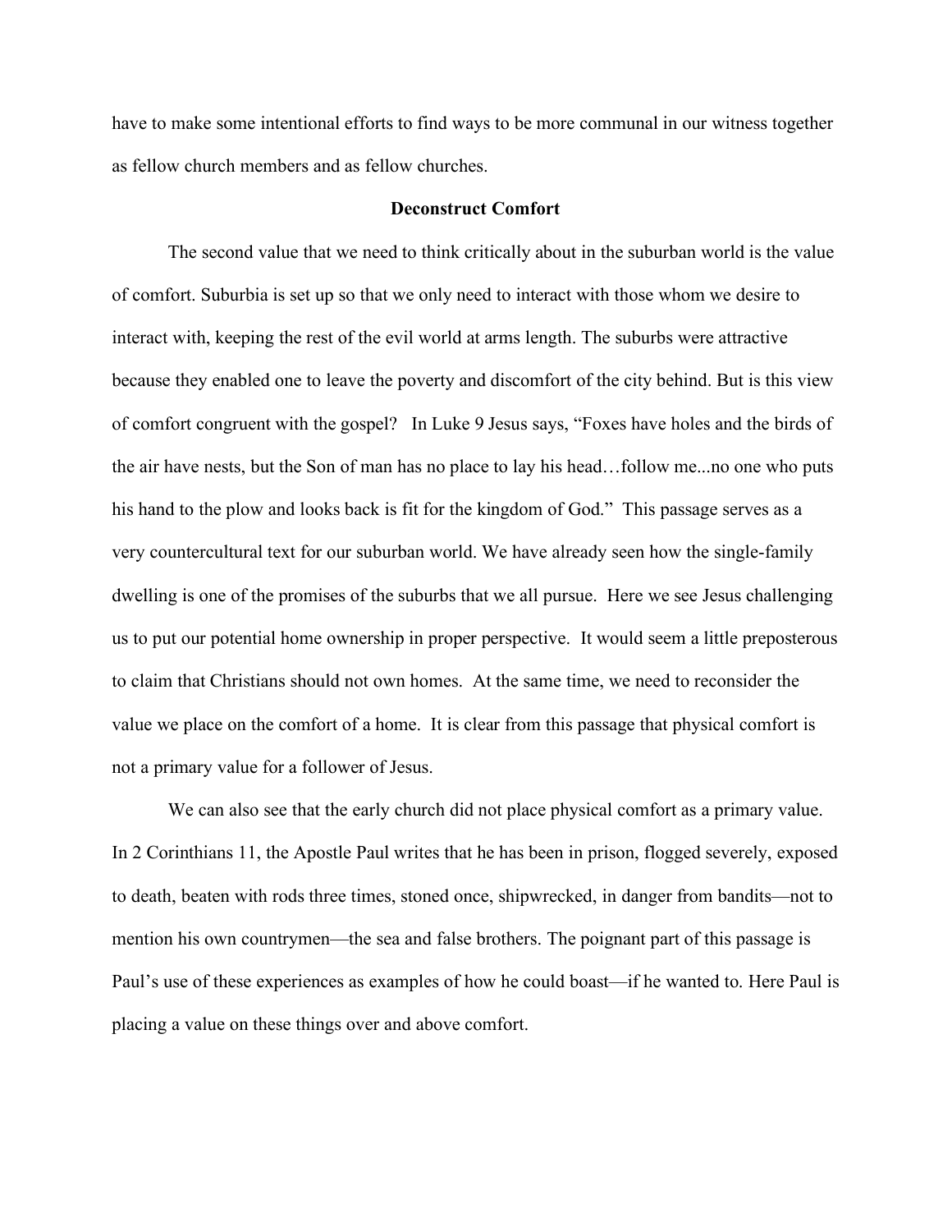have to make some intentional efforts to find ways to be more communal in our witness together as fellow church members and as fellow churches.

## Deconstruct Comfort

The second value that we need to think critically about in the suburban world is the value of comfort. Suburbia is set up so that we only need to interact with those whom we desire to interact with, keeping the rest of the evil world at arms length. The suburbs were attractive because they enabled one to leave the poverty and discomfort of the city behind. But is this view of comfort congruent with the gospel? In Luke 9 Jesus says, "Foxes have holes and the birds of the air have nests, but the Son of man has no place to lay his head…follow me...no one who puts his hand to the plow and looks back is fit for the kingdom of God." This passage serves as a very countercultural text for our suburban world. We have already seen how the single-family dwelling is one of the promises of the suburbs that we all pursue. Here we see Jesus challenging us to put our potential home ownership in proper perspective. It would seem a little preposterous to claim that Christians should not own homes. At the same time, we need to reconsider the value we place on the comfort of a home. It is clear from this passage that physical comfort is not a primary value for a follower of Jesus.

We can also see that the early church did not place physical comfort as a primary value. In 2 Corinthians 11, the Apostle Paul writes that he has been in prison, flogged severely, exposed to death, beaten with rods three times, stoned once, shipwrecked, in danger from bandits—not to mention his own countrymen—the sea and false brothers. The poignant part of this passage is Paul's use of these experiences as examples of how he could boast—if he wanted to. Here Paul is placing a value on these things over and above comfort.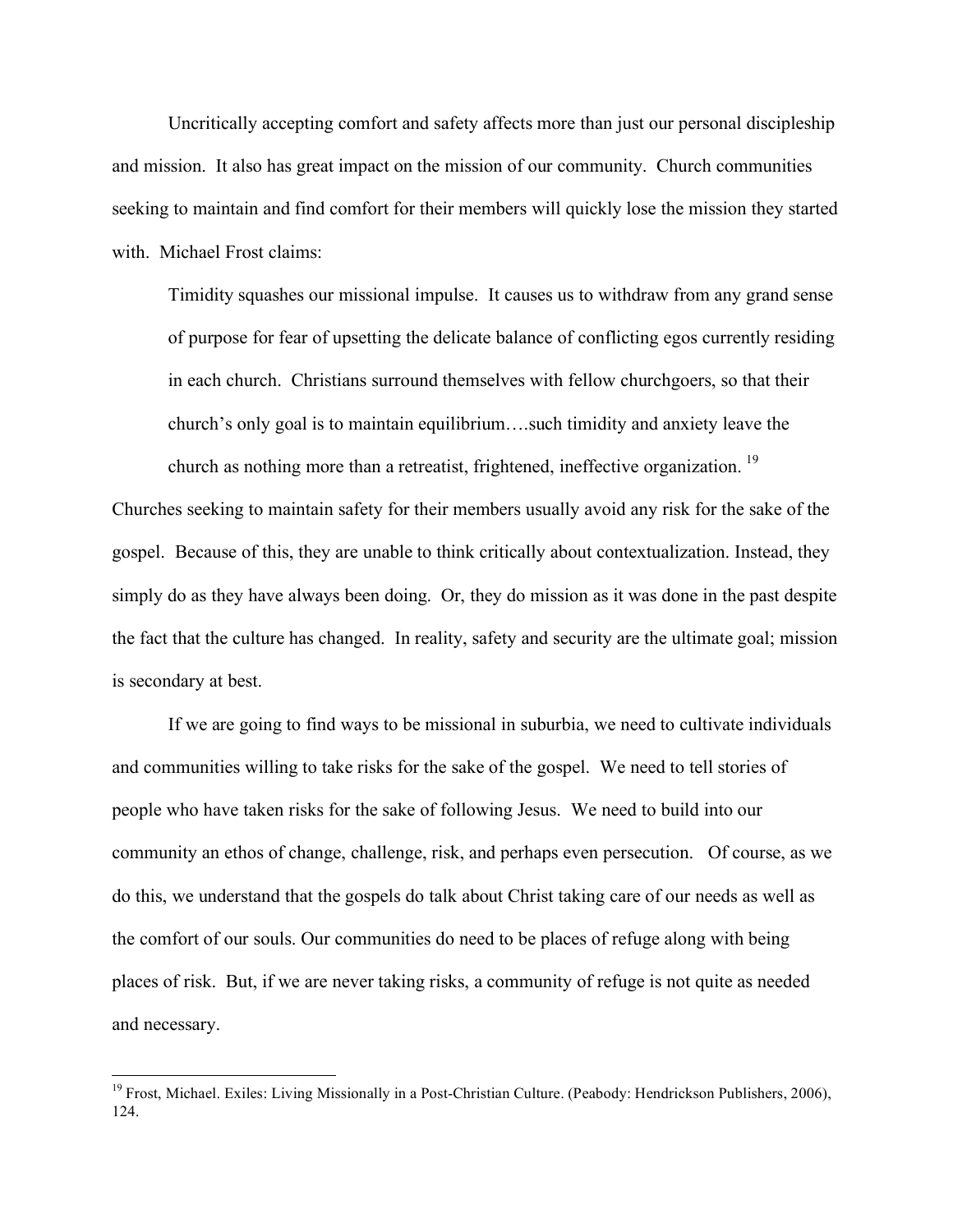Uncritically accepting comfort and safety affects more than just our personal discipleship and mission. It also has great impact on the mission of our community. Church communities seeking to maintain and find comfort for their members will quickly lose the mission they started with. Michael Frost claims:

> Timidity squashes our missional impulse. It causes us to withdraw from any grand sense of purpose for fear of upsetting the delicate balance of conflicting egos currently residing in each church. Christians surround themselves with fellow churchgoers, so that their church's only goal is to maintain equilibrium….such timidity and anxiety leave the church as nothing more than a retreatist, frightened, ineffective organization. [19]

Churches seeking to maintain safety for their members usually avoid any risk for the sake of the gospel. Because of this, they are unable to think critically about contextualization. Instead, they simply do as they have always been doing. Or, they do mission as it was done in the past despite the fact that the culture has changed. In reality, safety and security are the ultimate goal; mission is secondary at best.

If we are going to find ways to be missional in suburbia, we need to cultivate individuals and communities willing to take risks for the sake of the gospel. We need to tell stories of people who have taken risks for the sake of following Jesus. We need to build into our community an ethos of change, challenge, risk, and perhaps even persecution. Of course, as we do this, we understand that the gospels do talk about Christ taking care of our needs as well as the comfort of our souls. Our communities do need to be places of refuge along with being places of risk. But, if we are never taking risks, a community of refuge is not quite as needed and necessary.

---

[19] Frost, Michael. Exiles: Living Missionally in a Post-Christian Culture. (Peabody: Hendrickson Publishers, 2006), 124.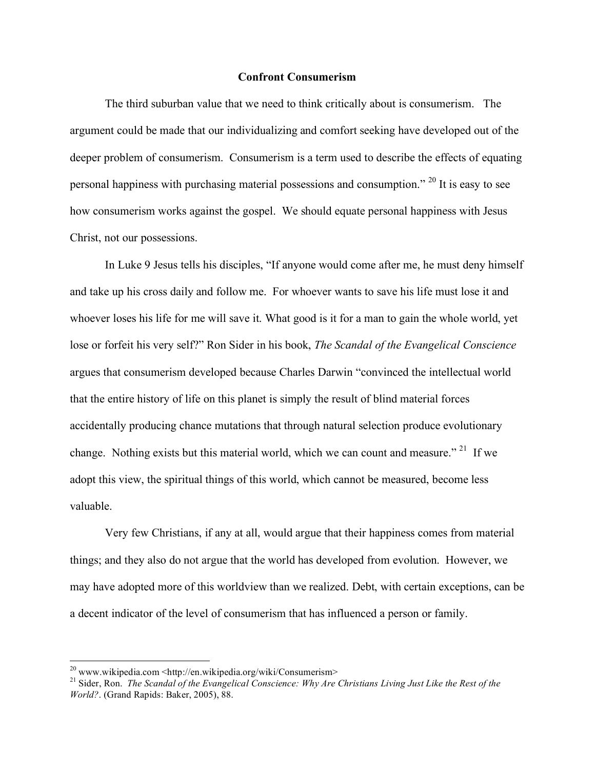## Confront Consumerism

The third suburban value that we need to think critically about is consumerism. The argument could be made that our individualizing and comfort seeking have developed out of the deeper problem of consumerism. Consumerism is a term used to describe the effects of equating personal happiness with purchasing material possessions and consumption." [20] It is easy to see how consumerism works against the gospel. We should equate personal happiness with Jesus Christ, not our possessions.

In Luke 9 Jesus tells his disciples, "If anyone would come after me, he must deny himself and take up his cross daily and follow me. For whoever wants to save his life must lose it and whoever loses his life for me will save it. What good is it for a man to gain the whole world, yet lose or forfeit his very self?" Ron Sider in his book, *The Scandal of the Evangelical Conscience* argues that consumerism developed because Charles Darwin "convinced the intellectual world that the entire history of life on this planet is simply the result of blind material forces accidentally producing chance mutations that through natural selection produce evolutionary change. Nothing exists but this material world, which we can count and measure." [21] If we adopt this view, the spiritual things of this world, which cannot be measured, become less valuable.

Very few Christians, if any at all, would argue that their happiness comes from material things; and they also do not argue that the world has developed from evolution. However, we may have adopted more of this worldview than we realized. Debt, with certain exceptions, can be a decent indicator of the level of consumerism that has influenced a person or family.

---

[20] www.wikipedia.com <http://en.wikipedia.org/wiki/Consumerism>

[21] Sider, Ron. *The Scandal of the Evangelical Conscience: Why Are Christians Living Just Like the Rest of the World?*. (Grand Rapids: Baker, 2005), 88.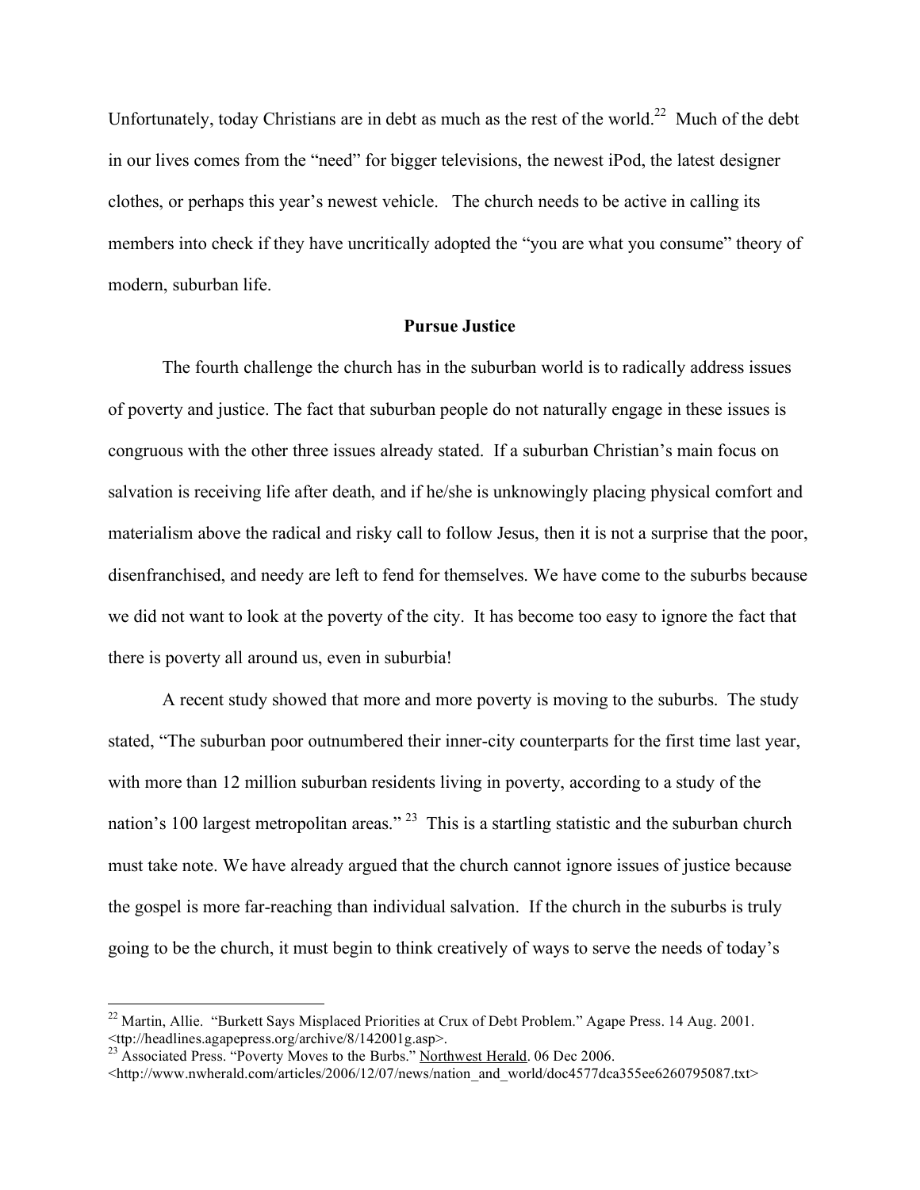Unfortunately, today Christians are in debt as much as the rest of the world.[22] Much of the debt in our lives comes from the "need" for bigger televisions, the newest iPod, the latest designer clothes, or perhaps this year's newest vehicle. The church needs to be active in calling its members into check if they have uncritically adopted the "you are what you consume" theory of modern, suburban life.

**Pursue Justice**

The fourth challenge the church has in the suburban world is to radically address issues of poverty and justice. The fact that suburban people do not naturally engage in these issues is congruous with the other three issues already stated. If a suburban Christian's main focus on salvation is receiving life after death, and if he/she is unknowingly placing physical comfort and materialism above the radical and risky call to follow Jesus, then it is not a surprise that the poor, disenfranchised, and needy are left to fend for themselves. We have come to the suburbs because we did not want to look at the poverty of the city. It has become too easy to ignore the fact that there is poverty all around us, even in suburbia!

A recent study showed that more and more poverty is moving to the suburbs. The study stated, "The suburban poor outnumbered their inner-city counterparts for the first time last year, with more than 12 million suburban residents living in poverty, according to a study of the nation's 100 largest metropolitan areas." [23] This is a startling statistic and the suburban church must take note. We have already argued that the church cannot ignore issues of justice because the gospel is more far-reaching than individual salvation. If the church in the suburbs is truly going to be the church, it must begin to think creatively of ways to serve the needs of today's

---

[22] Martin, Allie. "Burkett Says Misplaced Priorities at Crux of Debt Problem." Agape Press. 14 Aug. 2001. <ttp://headlines.agapepress.org/archive/8/142001g.asp>.

[23] Associated Press. "Poverty Moves to the Burbs." Northwest Herald. 06 Dec 2006. <http://www.nwherald.com/articles/2006/12/07/news/nation_and_world/doc4577dca355ee6260795087.txt>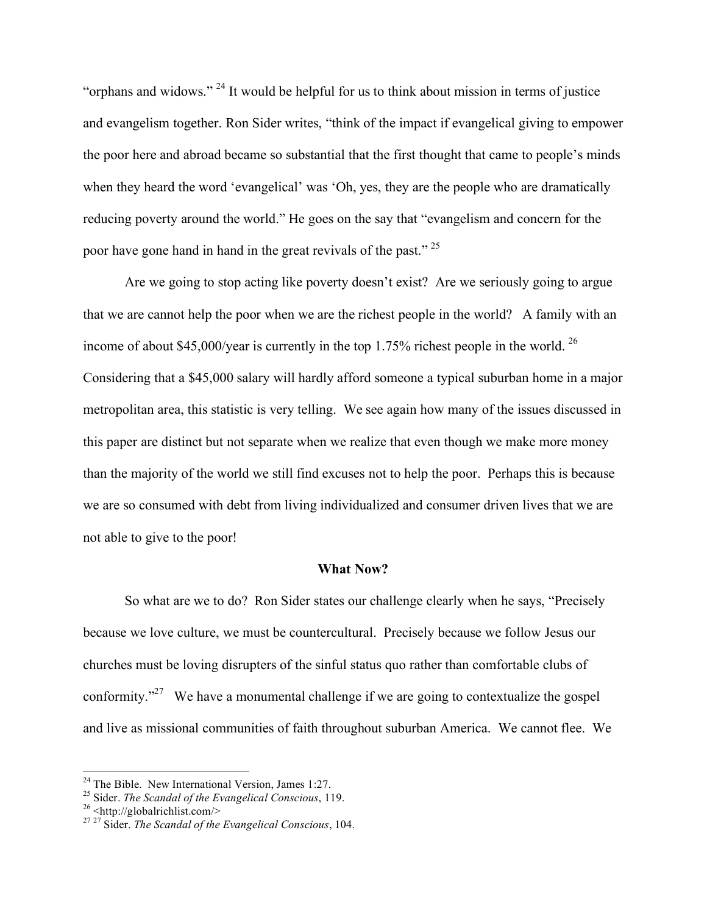"orphans and widows." [24] It would be helpful for us to think about mission in terms of justice and evangelism together. Ron Sider writes, "think of the impact if evangelical giving to empower the poor here and abroad became so substantial that the first thought that came to people's minds when they heard the word 'evangelical' was 'Oh, yes, they are the people who are dramatically reducing poverty around the world." He goes on the say that "evangelism and concern for the poor have gone hand in hand in the great revivals of the past." [25]

Are we going to stop acting like poverty doesn't exist? Are we seriously going to argue that we are cannot help the poor when we are the richest people in the world? A family with an income of about $45,000/year is currently in the top 1.75% richest people in the world. [26] Considering that a $45,000 salary will hardly afford someone a typical suburban home in a major metropolitan area, this statistic is very telling. We see again how many of the issues discussed in this paper are distinct but not separate when we realize that even though we make more money than the majority of the world we still find excuses not to help the poor. Perhaps this is because we are so consumed with debt from living individualized and consumer driven lives that we are not able to give to the poor!

## What Now?

So what are we to do? Ron Sider states our challenge clearly when he says, "Precisely because we love culture, we must be countercultural. Precisely because we follow Jesus our churches must be loving disrupters of the sinful status quo rather than comfortable clubs of conformity."[27] We have a monumental challenge if we are going to contextualize the gospel and live as missional communities of faith throughout suburban America. We cannot flee. We

---

[24] The Bible. New International Version, James 1:27.

[25] Sider. *The Scandal of the Evangelical Conscious*, 119.

[26] <http://globalrichlist.com/>

[27] [27] Sider. *The Scandal of the Evangelical Conscious*, 104.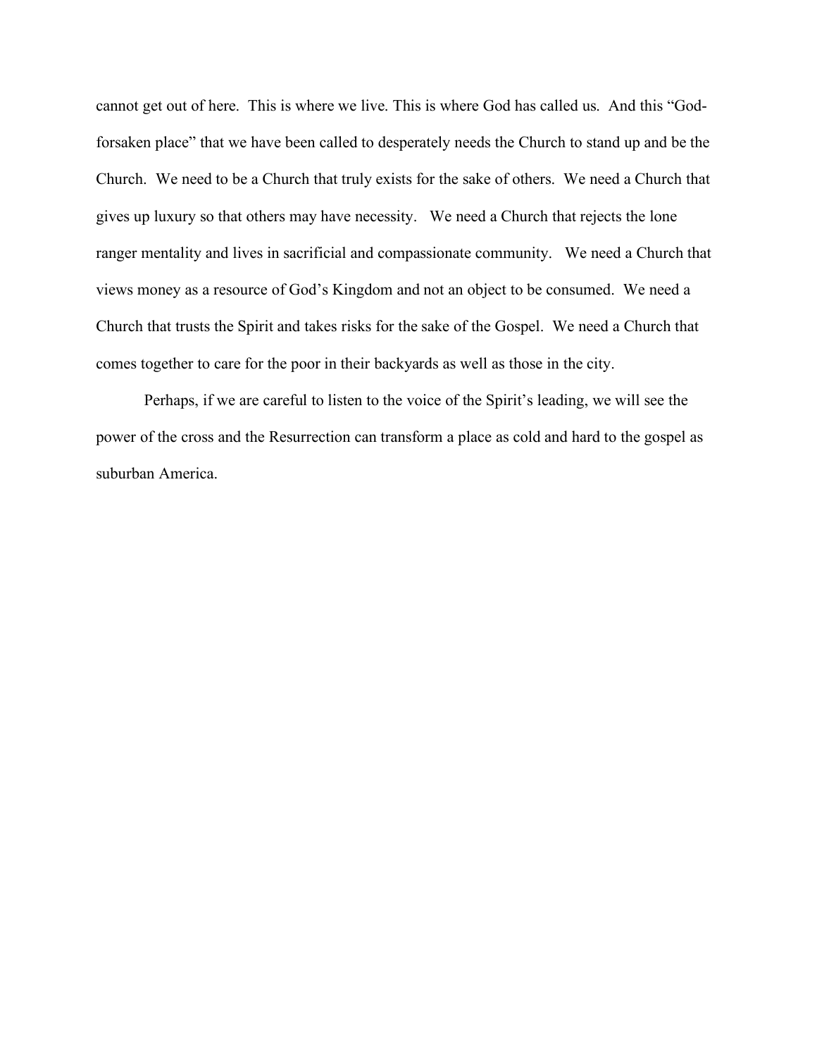cannot get out of here. This is where we live. This is where God has called us. And this "God-forsaken place" that we have been called to desperately needs the Church to stand up and be the Church. We need to be a Church that truly exists for the sake of others. We need a Church that gives up luxury so that others may have necessity. We need a Church that rejects the lone ranger mentality and lives in sacrificial and compassionate community. We need a Church that views money as a resource of God's Kingdom and not an object to be consumed. We need a Church that trusts the Spirit and takes risks for the sake of the Gospel. We need a Church that comes together to care for the poor in their backyards as well as those in the city.

Perhaps, if we are careful to listen to the voice of the Spirit's leading, we will see the power of the cross and the Resurrection can transform a place as cold and hard to the gospel as suburban America.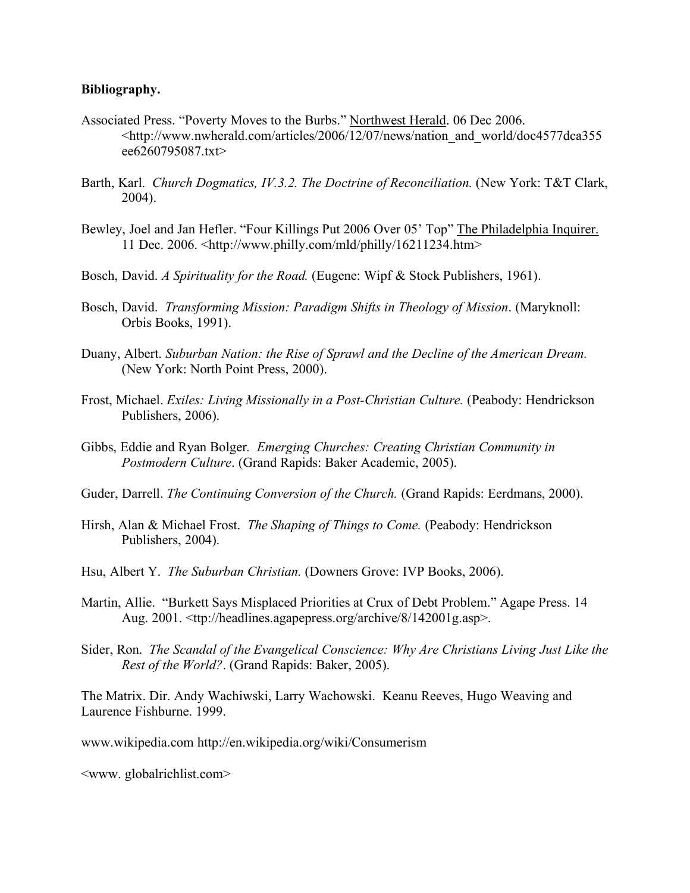**Bibliography.**

Associated Press. "Poverty Moves to the Burbs." Northwest Herald. 06 Dec 2006. <http://www.nwherald.com/articles/2006/12/07/news/nation_and_world/doc4577dca355ee6260795087.txt>

Barth, Karl. *Church Dogmatics, IV.3.2. The Doctrine of Reconciliation.* (New York: T&T Clark, 2004).

Bewley, Joel and Jan Hefler. "Four Killings Put 2006 Over 05' Top" The Philadelphia Inquirer. 11 Dec. 2006. <http://www.philly.com/mld/philly/16211234.htm>

Bosch, David. *A Spirituality for the Road.* (Eugene: Wipf & Stock Publishers, 1961).

Bosch, David. *Transforming Mission: Paradigm Shifts in Theology of Mission*. (Maryknoll: Orbis Books, 1991).

Duany, Albert. *Suburban Nation: the Rise of Sprawl and the Decline of the American Dream.* (New York: North Point Press, 2000).

Frost, Michael. *Exiles: Living Missionally in a Post-Christian Culture.* (Peabody: Hendrickson Publishers, 2006).

Gibbs, Eddie and Ryan Bolger. *Emerging Churches: Creating Christian Community in Postmodern Culture*. (Grand Rapids: Baker Academic, 2005).

Guder, Darrell. *The Continuing Conversion of the Church.* (Grand Rapids: Eerdmans, 2000).

Hirsh, Alan & Michael Frost. *The Shaping of Things to Come.* (Peabody: Hendrickson Publishers, 2004).

Hsu, Albert Y. *The Suburban Christian.* (Downers Grove: IVP Books, 2006).

Martin, Allie. "Burkett Says Misplaced Priorities at Crux of Debt Problem." Agape Press. 14 Aug. 2001. <ttp://headlines.agapepress.org/archive/8/142001g.asp>.

Sider, Ron. *The Scandal of the Evangelical Conscience: Why Are Christians Living Just Like the Rest of the World?*. (Grand Rapids: Baker, 2005).

The Matrix. Dir. Andy Wachiwski, Larry Wachowski. Keanu Reeves, Hugo Weaving and Laurence Fishburne. 1999.

www.wikipedia.com http://en.wikipedia.org/wiki/Consumerism

<www. globalrichlist.com>